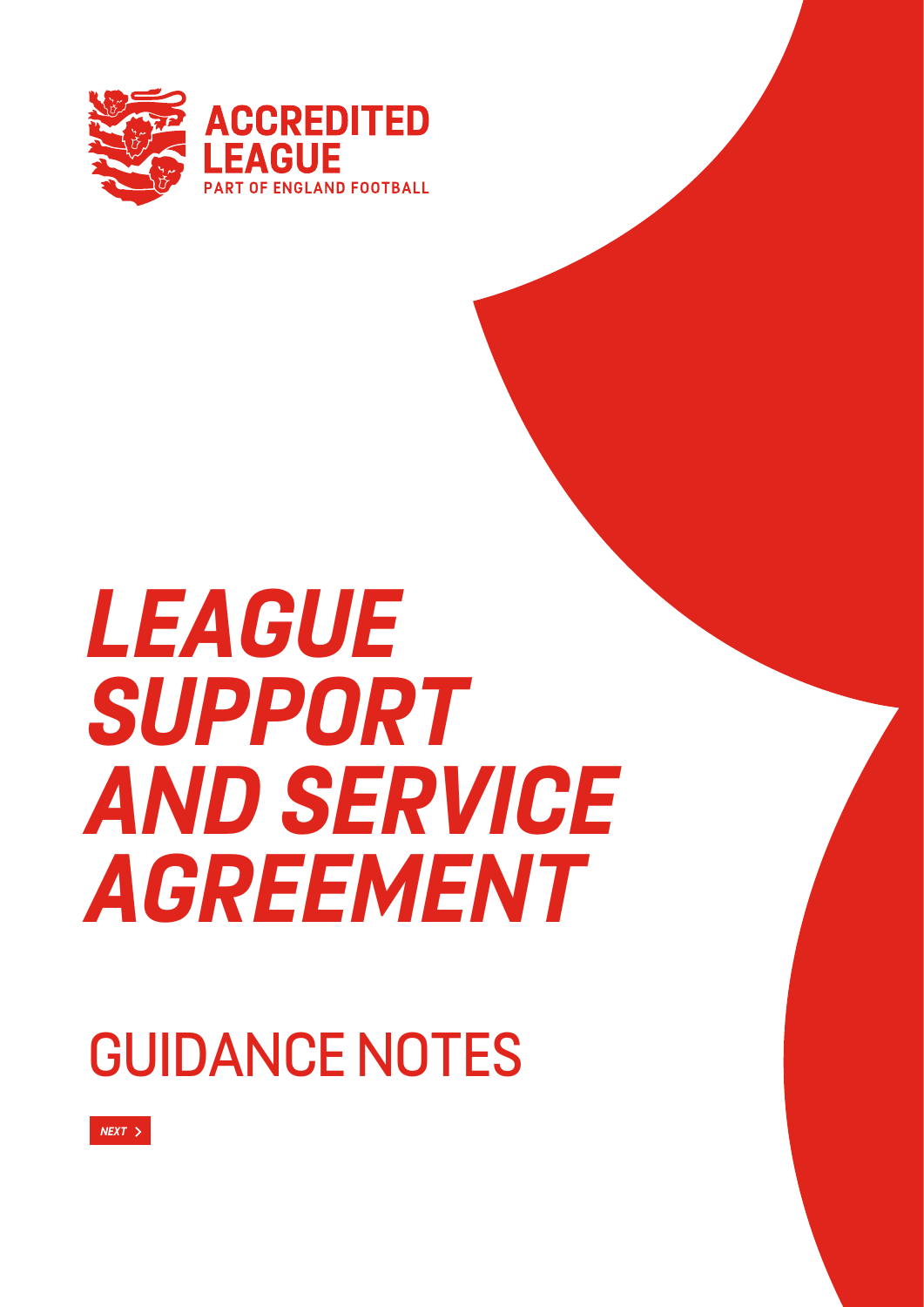ACCREDITED LEAGUE
PART OF ENGLAND FOOTBALL

# *LEAGUE SUPPORT AND SERVICE AGREEMENT*

## GUIDANCE NOTES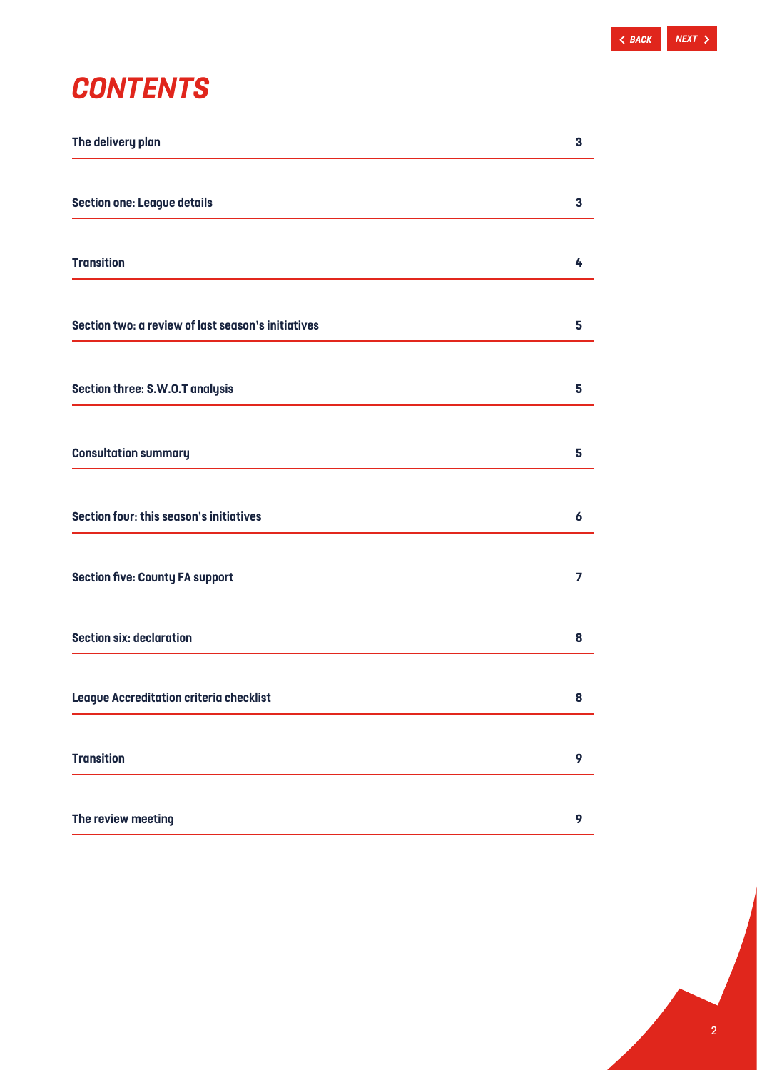# CONTENTS

| | |
|---|---|
| The delivery plan | 3 |
| Section one: League details | 3 |
| Transition | 4 |
| Section two: a review of last season's initiatives | 5 |
| Section three: S.W.O.T analysis | 5 |
| Consultation summary | 5 |
| Section four: this season's initiatives | 6 |
| Section five: County FA support | 7 |
| Section six: declaration | 8 |
| League Accreditation criteria checklist | 8 |
| Transition | 9 |
| The review meeting | 9 |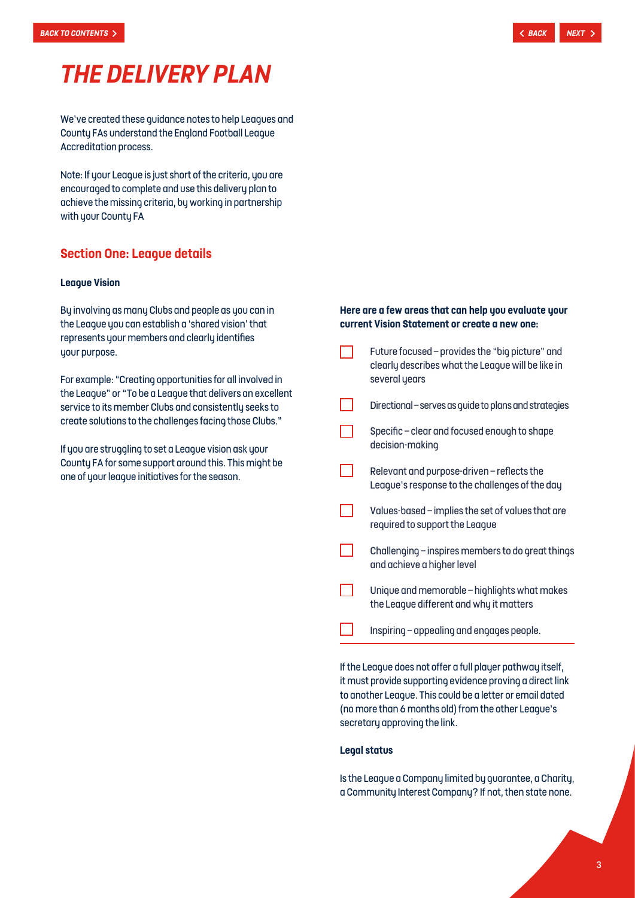# THE DELIVERY PLAN

We've created these guidance notes to help Leagues and County FAs understand the England Football League Accreditation process.

Note: If your League is just short of the criteria, you are encouraged to complete and use this delivery plan to achieve the missing criteria, by working in partnership with your County FA

## Section One: League details

**League Vision**

By involving as many Clubs and people as you can in the League you can establish a 'shared vision' that represents your members and clearly identifies your purpose.

For example: "Creating opportunities for all involved in the League" or "To be a League that delivers an excellent service to its member Clubs and consistently seeks to create solutions to the challenges facing those Clubs."

If you are struggling to set a League vision ask your County FA for some support around this. This might be one of your league initiatives for the season.

**Here are a few areas that can help you evaluate your current Vision Statement or create a new one:**

- [ ] Future focused – provides the "big picture" and clearly describes what the League will be like in several years
- [ ] Directional – serves as guide to plans and strategies
- [ ] Specific – clear and focused enough to shape decision-making
- [ ] Relevant and purpose-driven – reflects the League's response to the challenges of the day
- [ ] Values-based – implies the set of values that are required to support the League
- [ ] Challenging – inspires members to do great things and achieve a higher level
- [ ] Unique and memorable – highlights what makes the League different and why it matters
- [ ] Inspiring – appealing and engages people.

If the League does not offer a full player pathway itself, it must provide supporting evidence proving a direct link to another League. This could be a letter or email dated (no more than 6 months old) from the other League's secretary approving the link.

**Legal status**

Is the League a Company limited by guarantee, a Charity, a Community Interest Company? If not, then state none.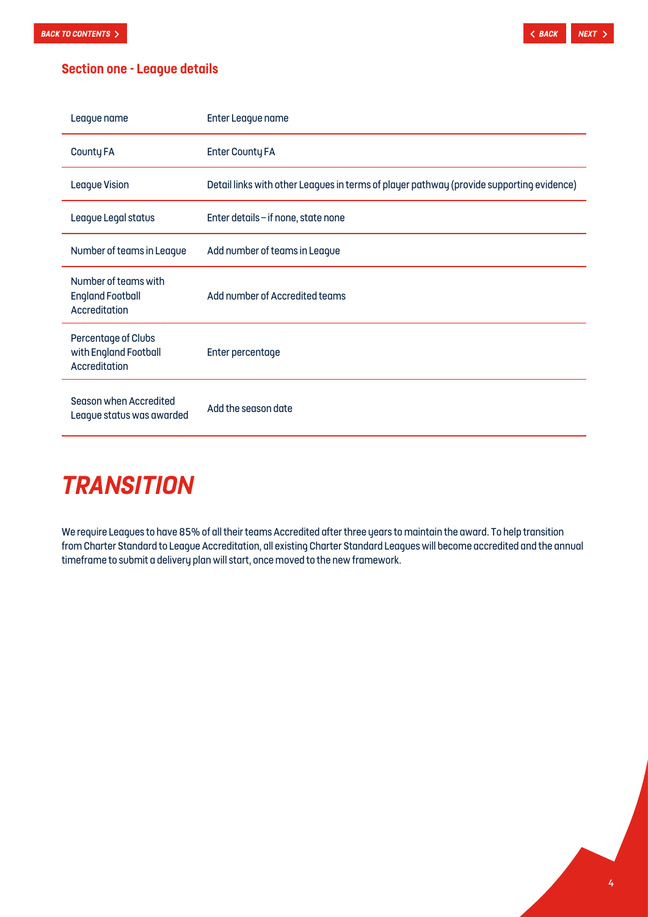## Section one - League details

| | |
|---|---|
| League name | Enter League name |
| County FA | Enter County FA |
| League Vision | Detail links with other Leagues in terms of player pathway (provide supporting evidence) |
| League Legal status | Enter details – if none, state none |
| Number of teams in League | Add number of teams in League |
| Number of teams with England Football Accreditation | Add number of Accredited teams |
| Percentage of Clubs with England Football Accreditation | Enter percentage |
| Season when Accredited League status was awarded | Add the season date |

# *TRANSITION*

We require Leagues to have 85% of all their teams Accredited after three years to maintain the award. To help transition from Charter Standard to League Accreditation, all existing Charter Standard Leagues will become accredited and the annual timeframe to submit a delivery plan will start, once moved to the new framework.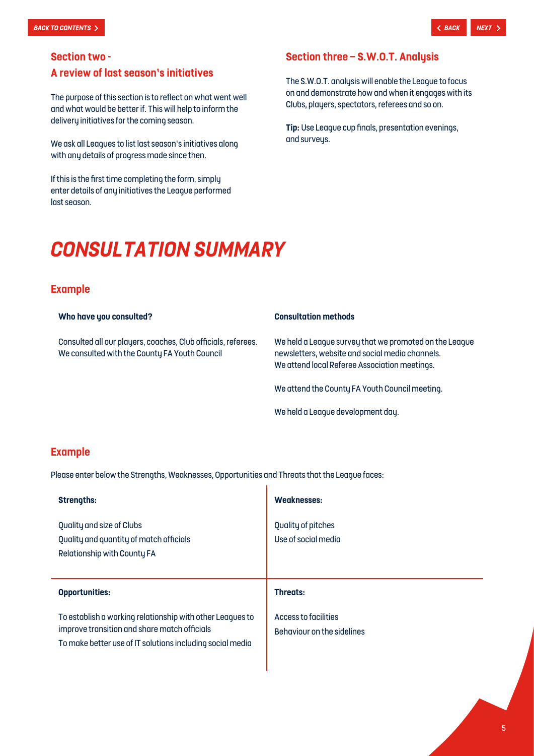## Section two - A review of last season's initiatives

The purpose of this section is to reflect on what went well and what would be better if. This will help to inform the delivery initiatives for the coming season.

We ask all Leagues to list last season's initiatives along with any details of progress made since then.

If this is the first time completing the form, simply enter details of any initiatives the League performed last season.

## Section three – S.W.O.T. Analysis

The S.W.O.T. analysis will enable the League to focus on and demonstrate how and when it engages with its Clubs, players, spectators, referees and so on.

**Tip:** Use League cup finals, presentation evenings, and surveys.

# CONSULTATION SUMMARY

## Example

| Who have you consulted? | Consultation methods |
| --- | --- |
| Consulted all our players, coaches, Club officials, referees.<br>We consulted with the County FA Youth Council | We held a League survey that we promoted on the League newsletters, website and social media channels.<br>We attend local Referee Association meetings.<br>We attend the County FA Youth Council meeting.<br>We held a League development day. |

## Example

Please enter below the Strengths, Weaknesses, Opportunities and Threats that the League faces:

| Strengths: | Weaknesses: |
| --- | --- |
| Quality and size of Clubs<br>Quality and quantity of match officials<br>Relationship with County FA | Quality of pitches<br>Use of social media |
| **Opportunities:** | **Threats:** |
| To establish a working relationship with other Leagues to improve transition and share match officials<br>To make better use of IT solutions including social media | Access to facilities<br>Behaviour on the sidelines |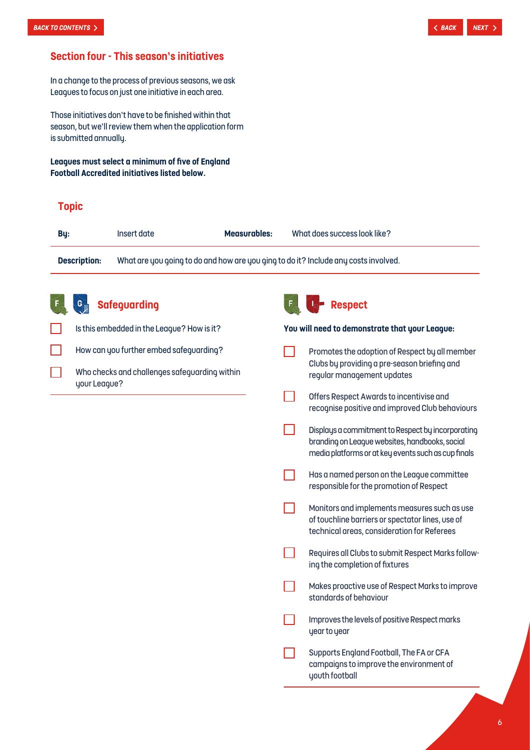## Section four - This season's initiatives

In a change to the process of previous seasons, we ask Leagues to focus on just one initiative in each area.

Those initiatives don't have to be finished within that season, but we'll review them when the application form is submitted annually.

**Leagues must select a minimum of five of England Football Accredited initiatives listed below.**

### Topic

| **By:** | Insert date | **Measurables:** | What does success look like? |
|---|---|---|---|
| **Description:** | What are you going to do and how are you ging to do it? Include any costs involved. | | |

### Safeguarding

- [ ] Is this embedded in the League? How is it?
- [ ] How can you further embed safeguarding?
- [ ] Who checks and challenges safeguarding within your League?

### Respect

**You will need to demonstrate that your League:**

- [ ] Promotes the adoption of Respect by all member Clubs by providing a pre-season briefing and regular management updates
- [ ] Offers Respect Awards to incentivise and recognise positive and improved Club behaviours
- [ ] Displays a commitment to Respect by incorporating branding on League websites, handbooks, social media platforms or at key events such as cup finals
- [ ] Has a named person on the League committee responsible for the promotion of Respect
- [ ] Monitors and implements measures such as use of touchline barriers or spectator lines, use of technical areas, consideration for Referees
- [ ] Requires all Clubs to submit Respect Marks following the completion of fixtures
- [ ] Makes proactive use of Respect Marks to improve standards of behaviour
- [ ] Improves the levels of positive Respect marks year to year
- [ ] Supports England Football, The FA or CFA campaigns to improve the environment of youth football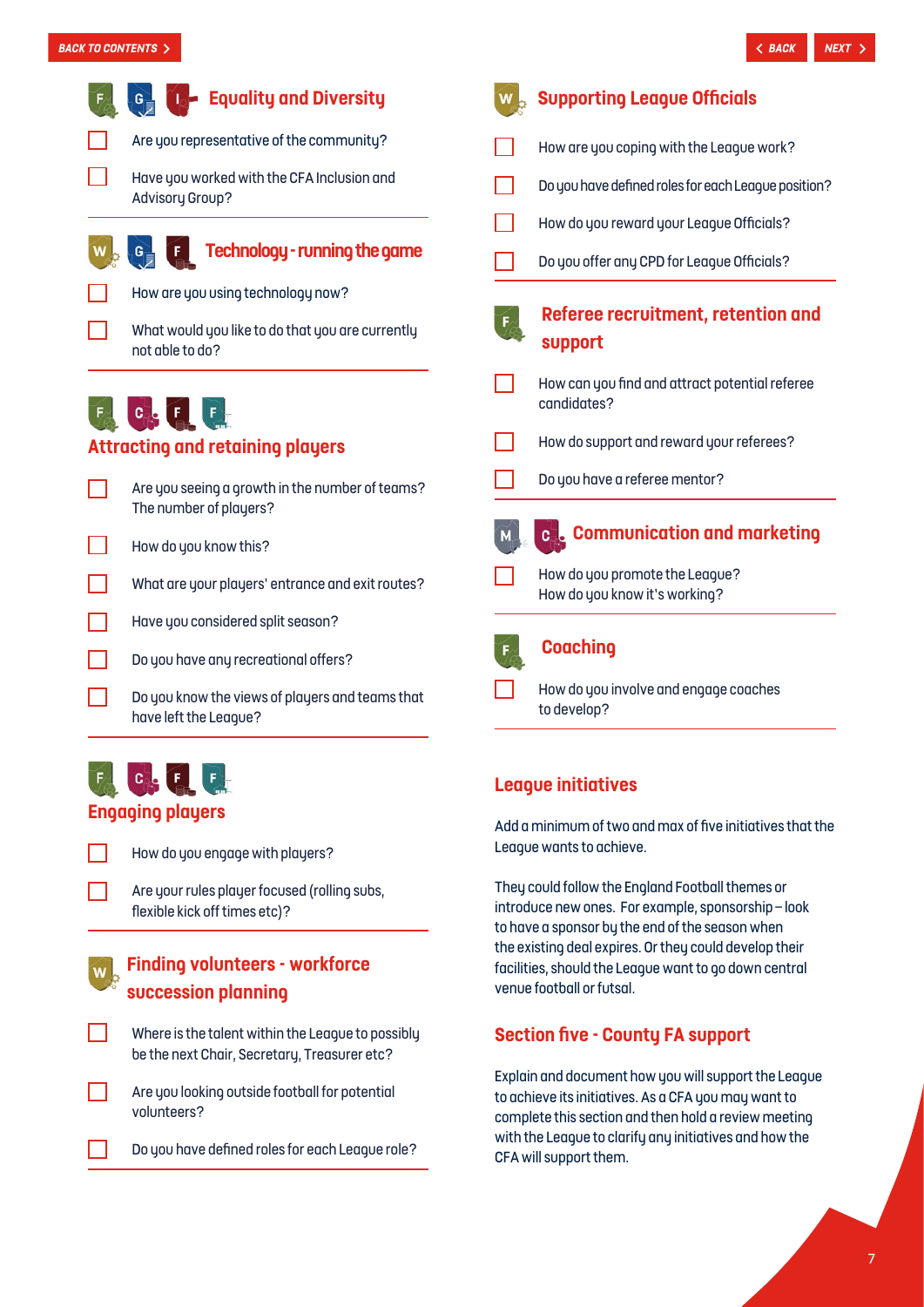## Equality and Diversity

- [ ] Are you representative of the community?
- [ ] Have you worked with the CFA Inclusion and Advisory Group?

## Technology - running the game

- [ ] How are you using technology now?
- [ ] What would you like to do that you are currently not able to do?

## Attracting and retaining players

- [ ] Are you seeing a growth in the number of teams? The number of players?
- [ ] How do you know this?
- [ ] What are your players' entrance and exit routes?
- [ ] Have you considered split season?
- [ ] Do you have any recreational offers?
- [ ] Do you know the views of players and teams that have left the League?

## Engaging players

- [ ] How do you engage with players?
- [ ] Are your rules player focused (rolling subs, flexible kick off times etc)?

## Finding volunteers - workforce succession planning

- [ ] Where is the talent within the League to possibly be the next Chair, Secretary, Treasurer etc?
- [ ] Are you looking outside football for potential volunteers?
- [ ] Do you have defined roles for each League role?

## Supporting League Officials

- [ ] How are you coping with the League work?
- [ ] Do you have defined roles for each League position?
- [ ] How do you reward your League Officials?
- [ ] Do you offer any CPD for League Officials?

## Referee recruitment, retention and support

- [ ] How can you find and attract potential referee candidates?
- [ ] How do support and reward your referees?
- [ ] Do you have a referee mentor?

## Communication and marketing

- [ ] How do you promote the League? How do you know it's working?

## Coaching

- [ ] How do you involve and engage coaches to develop?

## League initiatives

Add a minimum of two and max of five initiatives that the League wants to achieve.

They could follow the England Football themes or introduce new ones. For example, sponsorship – look to have a sponsor by the end of the season when the existing deal expires. Or they could develop their facilities, should the League want to go down central venue football or futsal.

## Section five - County FA support

Explain and document how you will support the League to achieve its initiatives. As a CFA you may want to complete this section and then hold a review meeting with the League to clarify any initiatives and how the CFA will support them.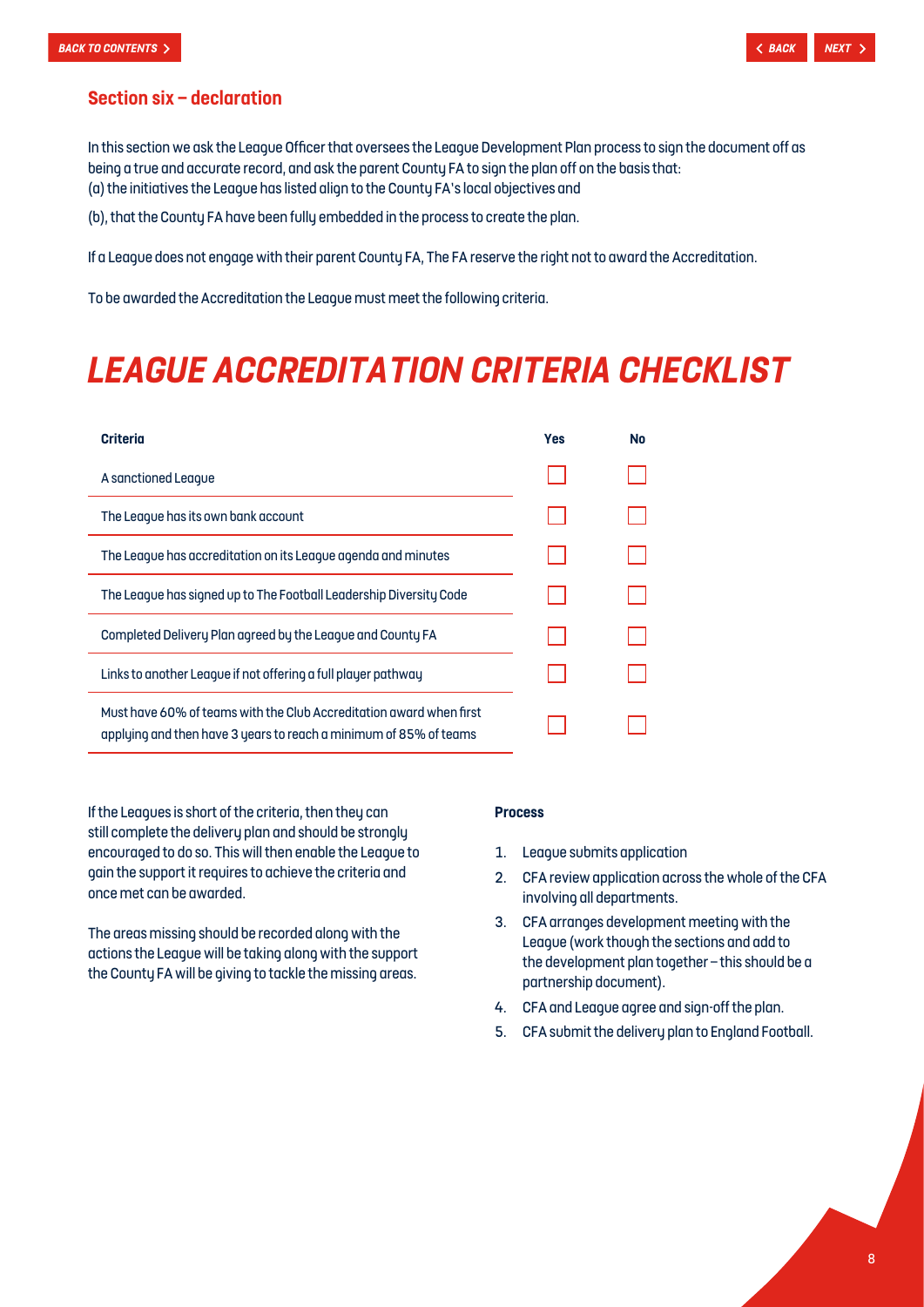## Section six – declaration

In this section we ask the League Officer that oversees the League Development Plan process to sign the document off as being a true and accurate record, and ask the parent County FA to sign the plan off on the basis that:
(a) the initiatives the League has listed align to the County FA's local objectives and

(b), that the County FA have been fully embedded in the process to create the plan.

If a League does not engage with their parent County FA, The FA reserve the right not to award the Accreditation.

To be awarded the Accreditation the League must meet the following criteria.

# LEAGUE ACCREDITATION CRITERIA CHECKLIST

| Criteria | Yes | No |
|---|---|---|
| A sanctioned League | ☐ | ☐ |
| The League has its own bank account | ☐ | ☐ |
| The League has accreditation on its League agenda and minutes | ☐ | ☐ |
| The League has signed up to The Football Leadership Diversity Code | ☐ | ☐ |
| Completed Delivery Plan agreed by the League and County FA | ☐ | ☐ |
| Links to another League if not offering a full player pathway | ☐ | ☐ |
| Must have 60% of teams with the Club Accreditation award when first applying and then have 3 years to reach a minimum of 85% of teams | ☐ | ☐ |

If the Leagues is short of the criteria, then they can still complete the delivery plan and should be strongly encouraged to do so. This will then enable the League to gain the support it requires to achieve the criteria and once met can be awarded.

The areas missing should be recorded along with the actions the League will be taking along with the support the County FA will be giving to tackle the missing areas.

**Process**

1. League submits application
2. CFA review application across the whole of the CFA involving all departments.
3. CFA arranges development meeting with the League (work though the sections and add to the development plan together – this should be a partnership document).
4. CFA and League agree and sign-off the plan.
5. CFA submit the delivery plan to England Football.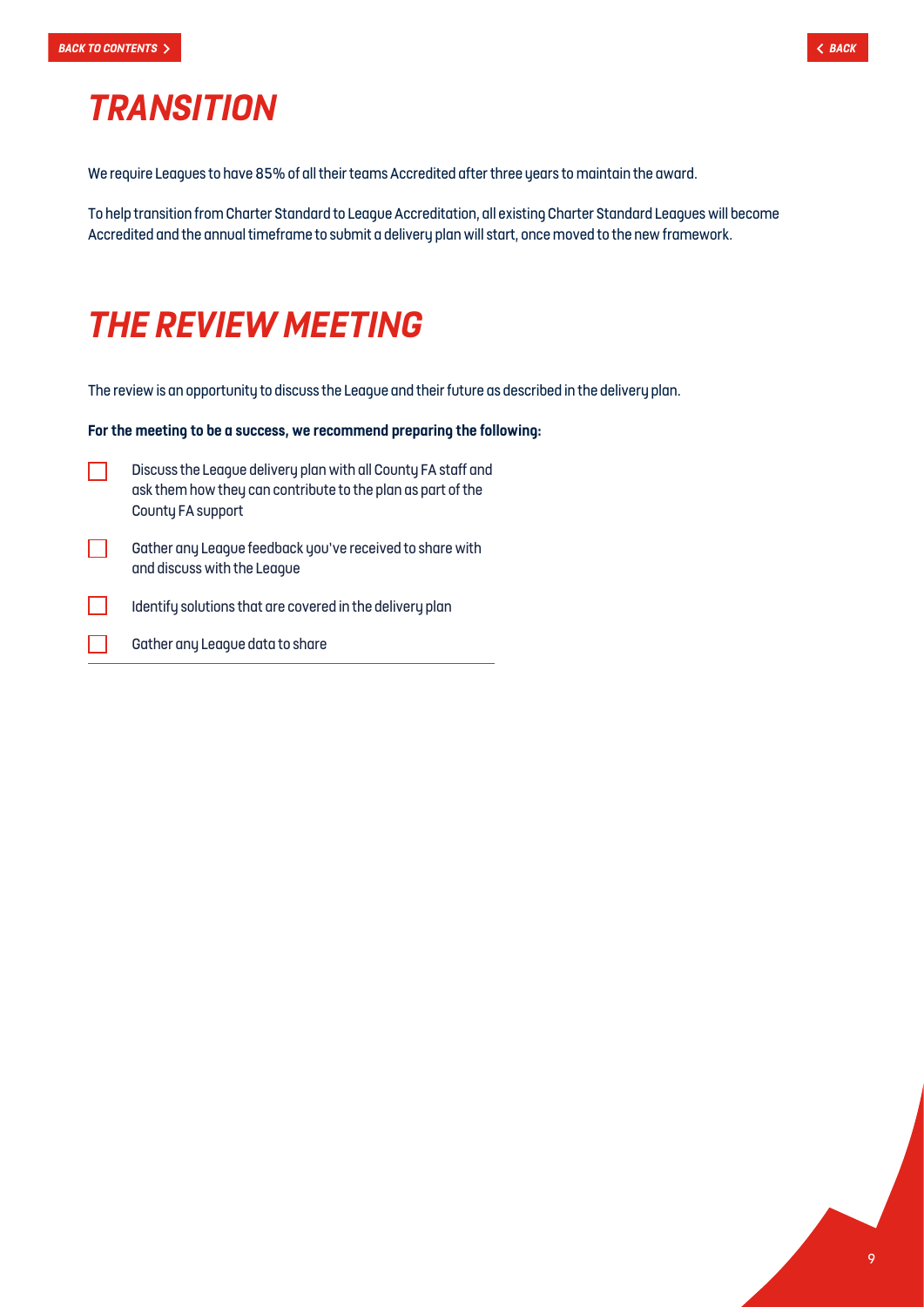# TRANSITION

We require Leagues to have 85% of all their teams Accredited after three years to maintain the award.

To help transition from Charter Standard to League Accreditation, all existing Charter Standard Leagues will become Accredited and the annual timeframe to submit a delivery plan will start, once moved to the new framework.

# THE REVIEW MEETING

The review is an opportunity to discuss the League and their future as described in the delivery plan.

**For the meeting to be a success, we recommend preparing the following:**

- [ ] Discuss the League delivery plan with all County FA staff and ask them how they can contribute to the plan as part of the County FA support
- [ ] Gather any League feedback you've received to share with and discuss with the League
- [ ] Identify solutions that are covered in the delivery plan
- [ ] Gather any League data to share